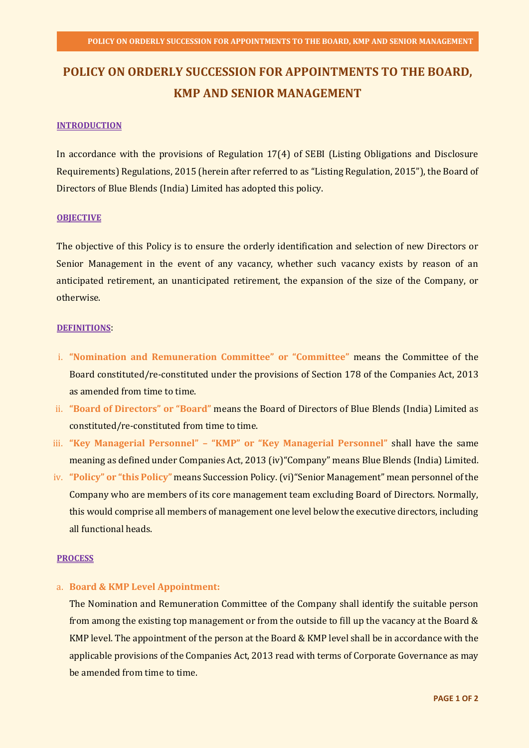# POLICY ON ORDERLY SUCCESSION FOR APPOINTMENTS TO THE BOARD, KMP AND SENIOR MANAGEMENT

## INTRODUCTION

In accordance with the provisions of Regulation 17(4) of SEBI (Listing Obligations and Disclosure Requirements) Regulations, 2015 (herein after referred to as "Listing Regulation, 2015"), the Board of Directors of Blue Blends (India) Limited has adopted this policy.

## OBJECTIVE

The objective of this Policy is to ensure the orderly identification and selection of new Directors or Senior Management in the event of any vacancy, whether such vacancy exists by reason of an anticipated retirement, an unanticipated retirement, the expansion of the size of the Company, or otherwise.

## DEFINITIONS:

i. **"Nomination and Remuneration Committee" or "Committee"** means the Committee of the Board constituted/re-constituted under the provisions of Section 178 of the Companies Act, 2013 as amended from time to time.

ii. **"Board of Directors" or "Board"** means the Board of Directors of Blue Blends (India) Limited as constituted/re-constituted from time to time.

iii. **"Key Managerial Personnel" – "KMP" or "Key Managerial Personnel"** shall have the same meaning as defined under Companies Act, 2013 (iv)"Company" means Blue Blends (India) Limited.

iv. **"Policy" or "this Policy"** means Succession Policy. (vi)"Senior Management" mean personnel of the Company who are members of its core management team excluding Board of Directors. Normally, this would comprise all members of management one level below the executive directors, including all functional heads.

## PROCESS

a. **Board & KMP Level Appointment:**

The Nomination and Remuneration Committee of the Company shall identify the suitable person from among the existing top management or from the outside to fill up the vacancy at the Board & KMP level. The appointment of the person at the Board & KMP level shall be in accordance with the applicable provisions of the Companies Act, 2013 read with terms of Corporate Governance as may be amended from time to time.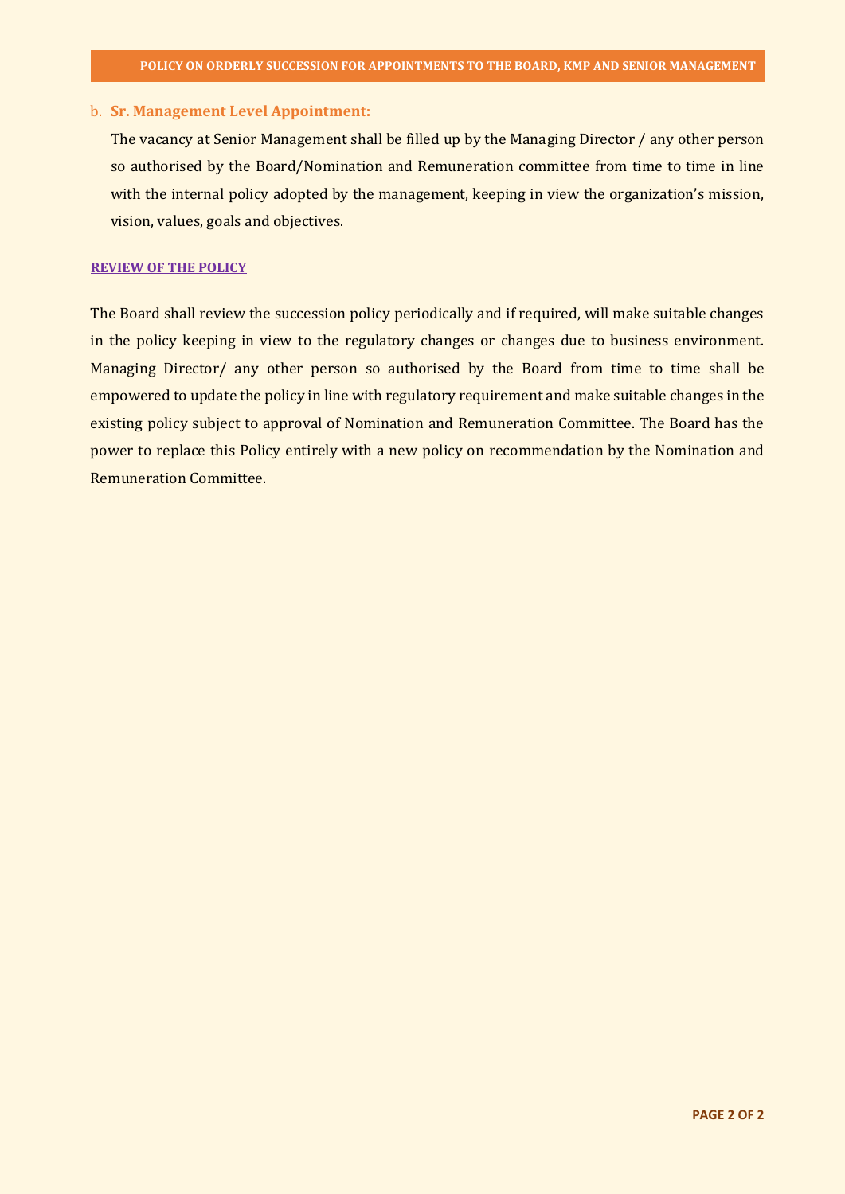b. **Sr. Management Level Appointment:**

The vacancy at Senior Management shall be filled up by the Managing Director / any other person so authorised by the Board/Nomination and Remuneration committee from time to time in line with the internal policy adopted by the management, keeping in view the organization's mission, vision, values, goals and objectives.

## REVIEW OF THE POLICY

The Board shall review the succession policy periodically and if required, will make suitable changes in the policy keeping in view to the regulatory changes or changes due to business environment. Managing Director/ any other person so authorised by the Board from time to time shall be empowered to update the policy in line with regulatory requirement and make suitable changes in the existing policy subject to approval of Nomination and Remuneration Committee. The Board has the power to replace this Policy entirely with a new policy on recommendation by the Nomination and Remuneration Committee.